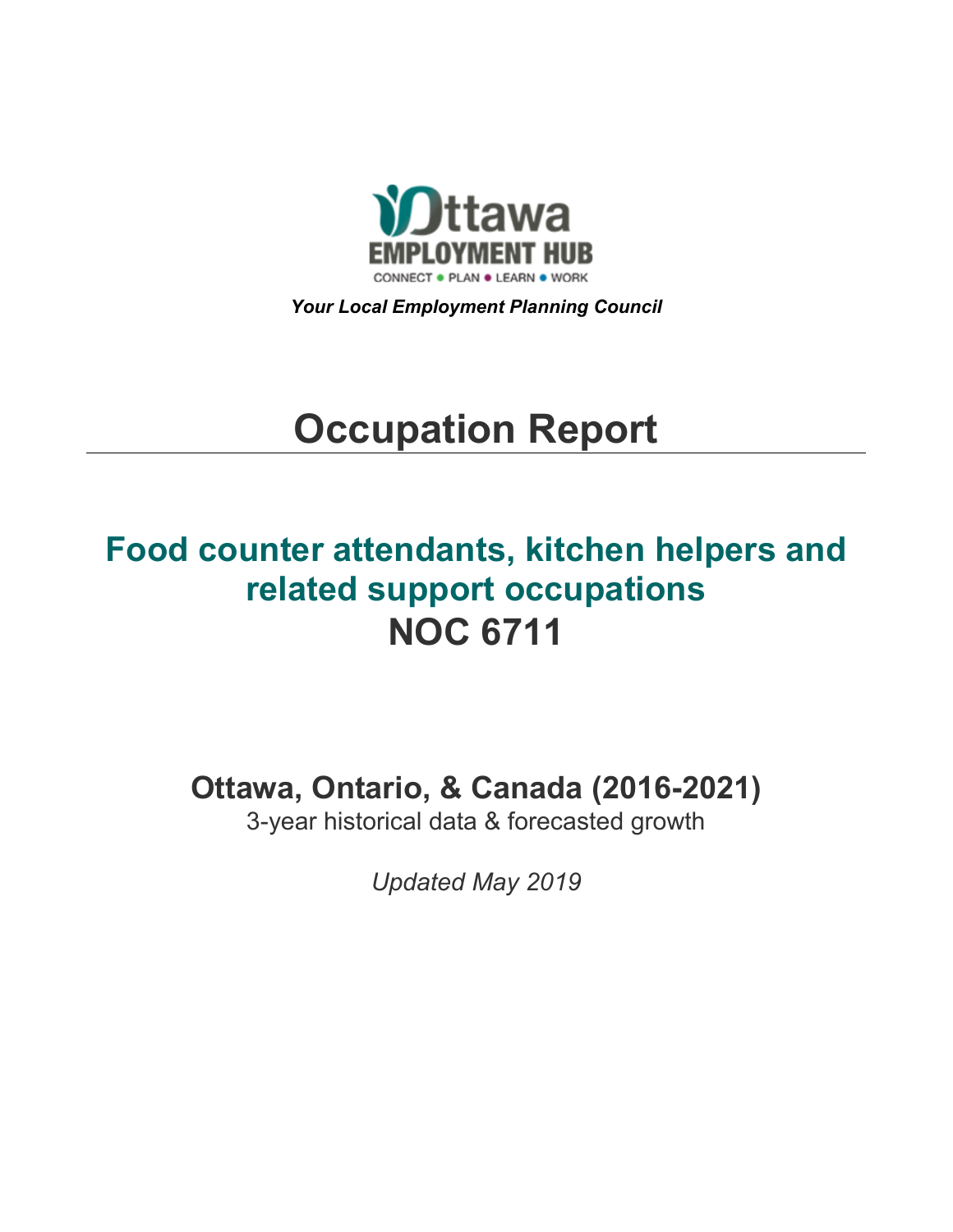Ottawa EMPLOYMENT HUB

CONNECT • PLAN • LEARN • WORK

***Your Local Employment Planning Council***

# Occupation Report

## Food counter attendants, kitchen helpers and related support occupations
## NOC 6711

### Ottawa, Ontario, & Canada (2016-2021)

3-year historical data & forecasted growth

*Updated May 2019*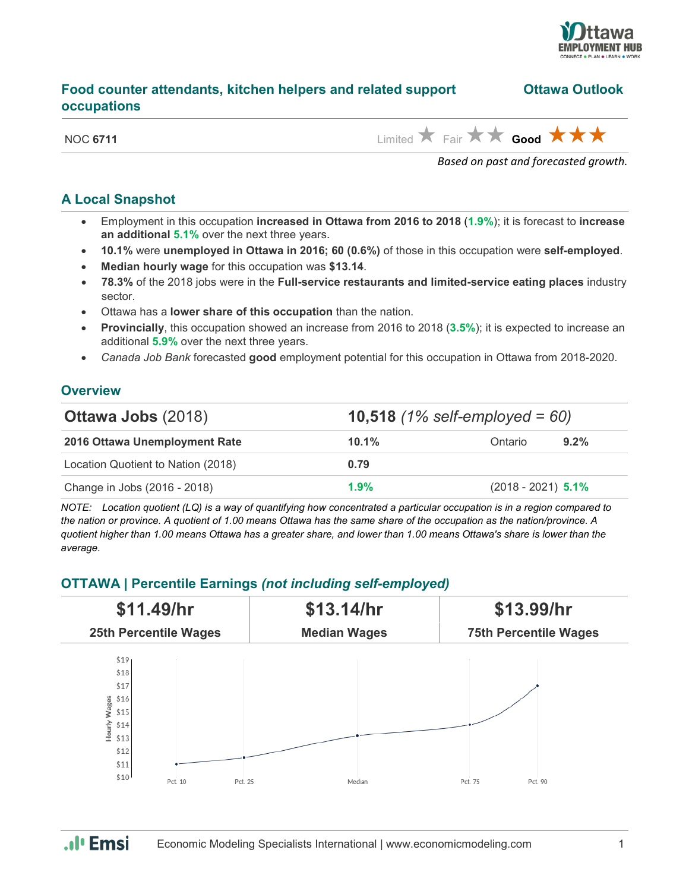## Food counter attendants, kitchen helpers and related support occupations

**Ottawa Outlook**

NOC **6711**

Limited ★ Fair ★★ **Good** ★★★

*Based on past and forecasted growth.*

### A Local Snapshot

- Employment in this occupation **increased in Ottawa from 2016 to 2018** (**1.9%**); it is forecast to **increase an additional 5.1%** over the next three years.
- **10.1%** were **unemployed in Ottawa in 2016; 60 (0.6%)** of those in this occupation were **self-employed**.
- **Median hourly wage** for this occupation was **$13.14**.
- **78.3%** of the 2018 jobs were in the **Full-service restaurants and limited-service eating places** industry sector.
- Ottawa has a **lower share of this occupation** than the nation.
- **Provincially**, this occupation showed an increase from 2016 to 2018 (**3.5%**); it is expected to increase an additional **5.9%** over the next three years.
- *Canada Job Bank* forecasted **good** employment potential for this occupation in Ottawa from 2018-2020.

### Overview

| **Ottawa Jobs** (2018) | **10,518** *(1% self-employed = 60)* | | |
|---|---|---|---|
| **2016 Ottawa Unemployment Rate** | **10.1%** | Ontario | **9.2%** |
| Location Quotient to Nation (2018) | **0.79** | | |
| Change in Jobs (2016 - 2018) | **1.9%** | (2018 - 2021) | **5.1%** |

*NOTE: Location quotient (LQ) is a way of quantifying how concentrated a particular occupation is in a region compared to the nation or province. A quotient of 1.00 means Ottawa has the same share of the occupation as the nation/province. A quotient higher than 1.00 means Ottawa has a greater share, and lower than 1.00 means Ottawa's share is lower than the average.*

### OTTAWA | Percentile Earnings *(not including self-employed)*

| **$11.49/hr** | **$13.14/hr** | **$13.99/hr** |
|---|---|---|
| **25th Percentile Wages** | **Median Wages** | **75th Percentile Wages** |

Economic Modeling Specialists International | www.economicmodeling.com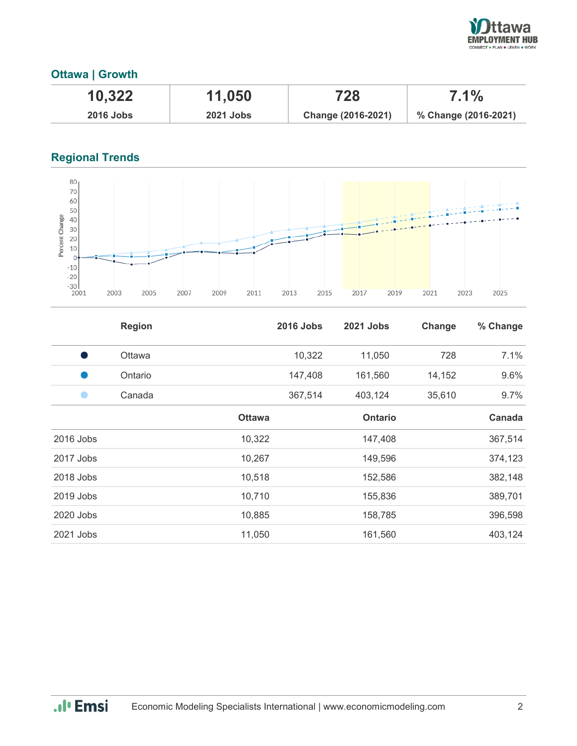## Ottawa | Growth

| 10,322 | 11,050 | 728 | 7.1% |
|---|---|---|---|
| 2016 Jobs | 2021 Jobs | Change (2016-2021) | % Change (2016-2021) |

## Regional Trends

| | Region | 2016 Jobs | 2021 Jobs | Change | % Change |
|---|---|---|---|---|---|
| ● | Ottawa | 10,322 | 11,050 | 728 | 7.1% |
| ● | Ontario | 147,408 | 161,560 | 14,152 | 9.6% |
| ● | Canada | 367,514 | 403,124 | 35,610 | 9.7% |

| | Ottawa | Ontario | Canada |
|---|---|---|---|
| 2016 Jobs | 10,322 | 147,408 | 367,514 |
| 2017 Jobs | 10,267 | 149,596 | 374,123 |
| 2018 Jobs | 10,518 | 152,586 | 382,148 |
| 2019 Jobs | 10,710 | 155,836 | 389,701 |
| 2020 Jobs | 10,885 | 158,785 | 396,598 |
| 2021 Jobs | 11,050 | 161,560 | 403,124 |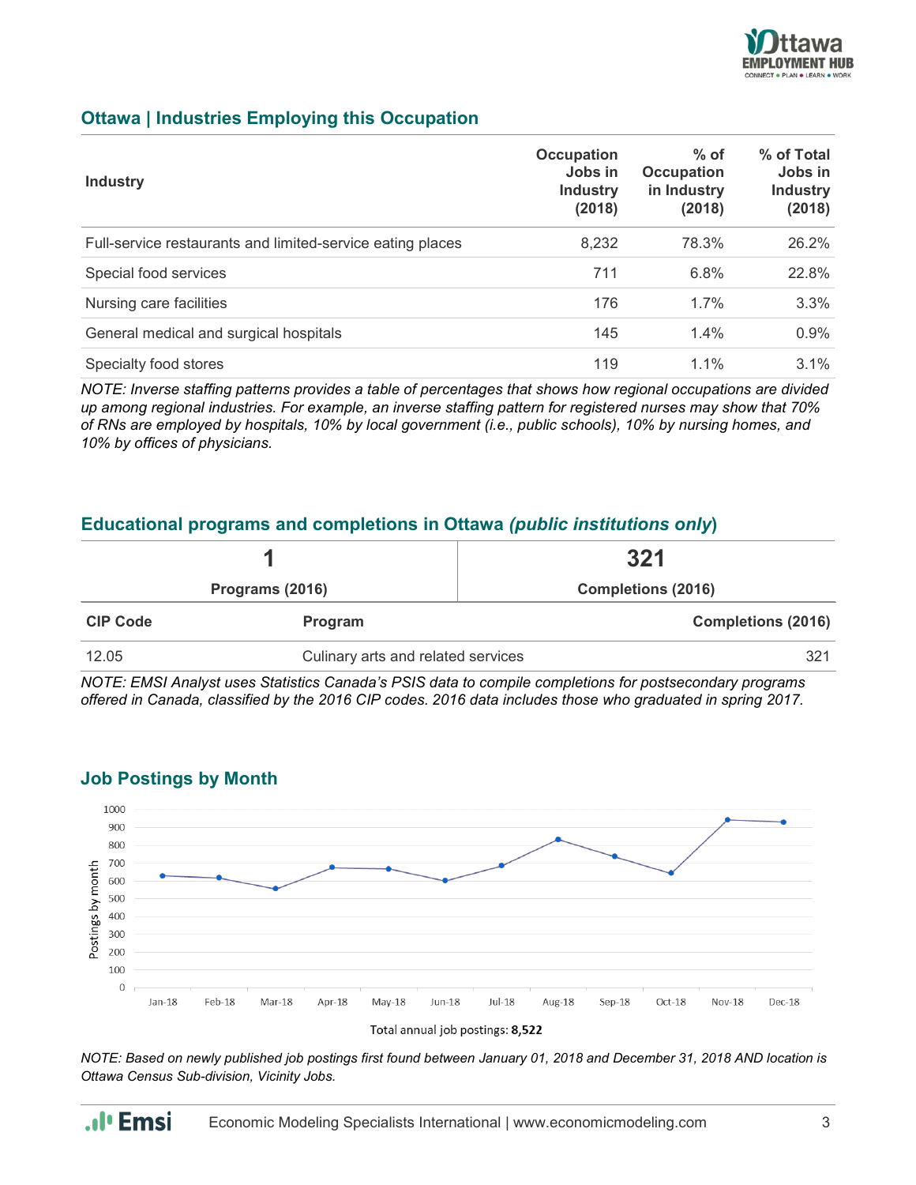## Ottawa | Industries Employing this Occupation

| Industry | Occupation Jobs in Industry (2018) | % of Occupation in Industry (2018) | % of Total Jobs in Industry (2018) |
|---|---|---|---|
| Full-service restaurants and limited-service eating places | 8,232 | 78.3% | 26.2% |
| Special food services | 711 | 6.8% | 22.8% |
| Nursing care facilities | 176 | 1.7% | 3.3% |
| General medical and surgical hospitals | 145 | 1.4% | 0.9% |
| Specialty food stores | 119 | 1.1% | 3.1% |

*NOTE: Inverse staffing patterns provides a table of percentages that shows how regional occupations are divided up among regional industries. For example, an inverse staffing pattern for registered nurses may show that 70% of RNs are employed by hospitals, 10% by local government (i.e., public schools), 10% by nursing homes, and 10% by offices of physicians.*

## Educational programs and completions in Ottawa *(public institutions only)*

| 1 | 321 |
|---|---|
| Programs (2016) | Completions (2016) |

| CIP Code | Program | Completions (2016) |
|---|---|---|
| 12.05 | Culinary arts and related services | 321 |

*NOTE: EMSI Analyst uses Statistics Canada's PSIS data to compile completions for postsecondary programs offered in Canada, classified by the 2016 CIP codes. 2016 data includes those who graduated in spring 2017.*

## Job Postings by Month

Total annual job postings: **8,522**

*NOTE: Based on newly published job postings first found between January 01, 2018 and December 31, 2018 AND location is Ottawa Census Sub-division, Vicinity Jobs.*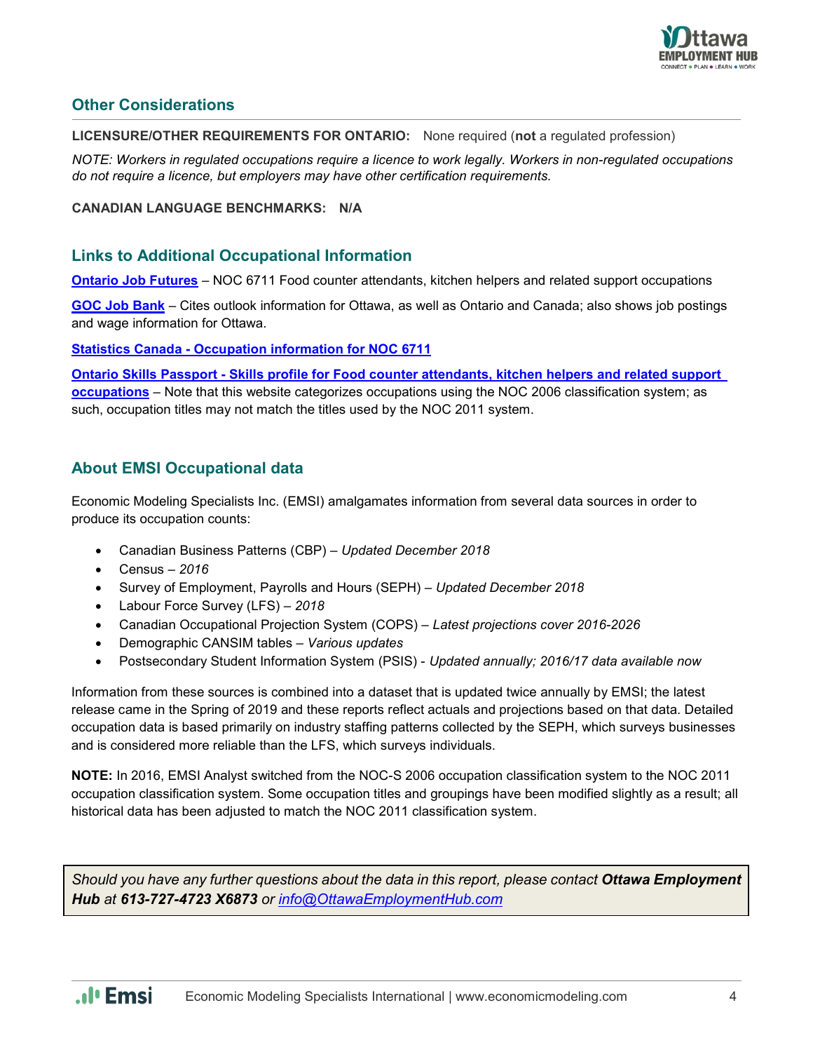## Other Considerations

**LICENSURE/OTHER REQUIREMENTS FOR ONTARIO:** None required (**not** a regulated profession)

*NOTE: Workers in regulated occupations require a licence to work legally. Workers in non-regulated occupations do not require a licence, but employers may have other certification requirements.*

**CANADIAN LANGUAGE BENCHMARKS: N/A**

## Links to Additional Occupational Information

**Ontario Job Futures** – NOC 6711 Food counter attendants, kitchen helpers and related support occupations

**GOC Job Bank** – Cites outlook information for Ottawa, as well as Ontario and Canada; also shows job postings and wage information for Ottawa.

**Statistics Canada - Occupation information for NOC 6711**

**Ontario Skills Passport - Skills profile for Food counter attendants, kitchen helpers and related support occupations** – Note that this website categorizes occupations using the NOC 2006 classification system; as such, occupation titles may not match the titles used by the NOC 2011 system.

## About EMSI Occupational data

Economic Modeling Specialists Inc. (EMSI) amalgamates information from several data sources in order to produce its occupation counts:

- Canadian Business Patterns (CBP) – *Updated December 2018*
- Census – *2016*
- Survey of Employment, Payrolls and Hours (SEPH) – *Updated December 2018*
- Labour Force Survey (LFS) – *2018*
- Canadian Occupational Projection System (COPS) – *Latest projections cover 2016-2026*
- Demographic CANSIM tables – *Various updates*
- Postsecondary Student Information System (PSIS) - *Updated annually; 2016/17 data available now*

Information from these sources is combined into a dataset that is updated twice annually by EMSI; the latest release came in the Spring of 2019 and these reports reflect actuals and projections based on that data. Detailed occupation data is based primarily on industry staffing patterns collected by the SEPH, which surveys businesses and is considered more reliable than the LFS, which surveys individuals.

**NOTE:** In 2016, EMSI Analyst switched from the NOC-S 2006 occupation classification system to the NOC 2011 occupation classification system. Some occupation titles and groupings have been modified slightly as a result; all historical data has been adjusted to match the NOC 2011 classification system.

*Should you have any further questions about the data in this report, please contact **Ottawa Employment Hub** at **613-727-4723 X6873** or info@OttawaEmploymentHub.com*